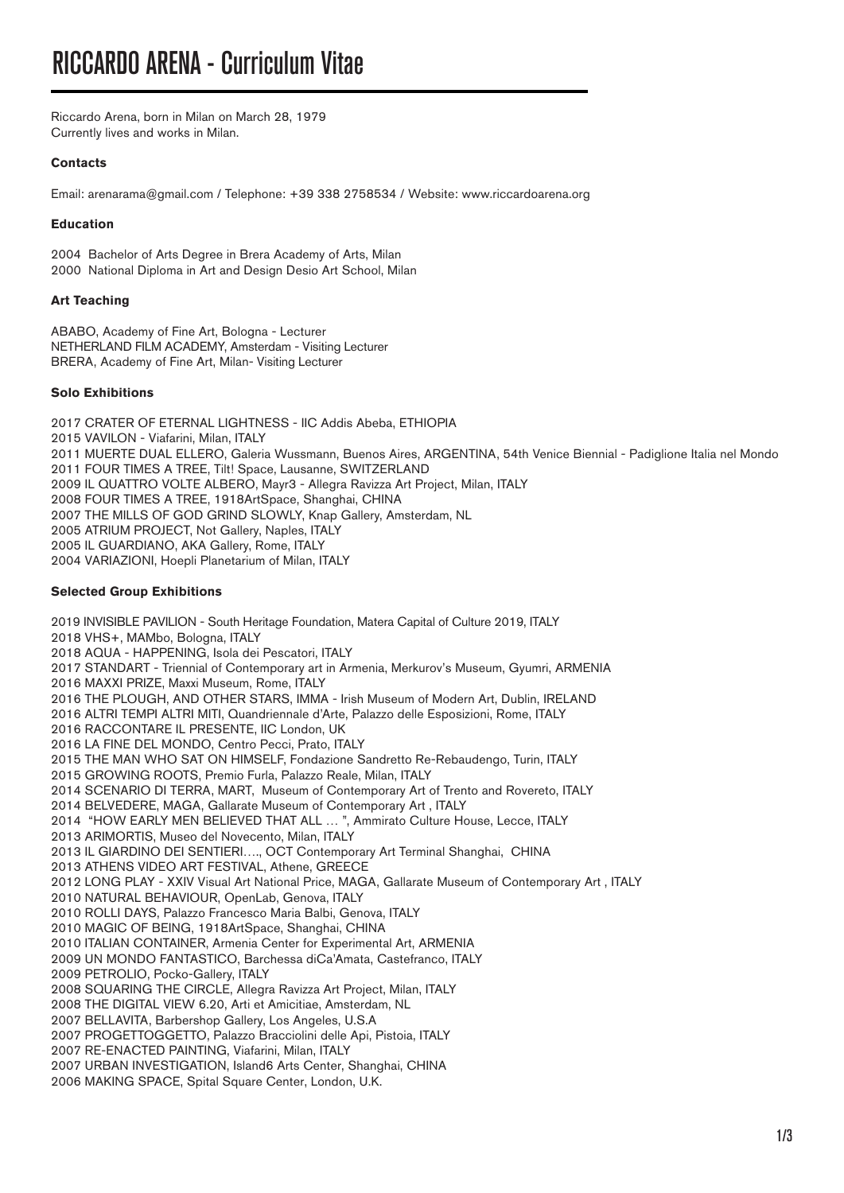# RICCARDO ARENA - Curriculum Vitae

Riccardo Arena, born in Milan on March 28, 1979
Currently lives and works in Milan.

**Contacts**

Email: arenarama@gmail.com / Telephone: +39 338 2758534 / Website: www.riccardoarena.org

**Education**

2004 Bachelor of Arts Degree in Brera Academy of Arts, Milan
2000 National Diploma in Art and Design Desio Art School, Milan

**Art Teaching**

ABABO, Academy of Fine Art, Bologna - Lecturer
NETHERLAND FILM ACADEMY, Amsterdam - Visiting Lecturer
BRERA, Academy of Fine Art, Milan- Visiting Lecturer

**Solo Exhibitions**

2017 CRATER OF ETERNAL LIGHTNESS - IIC Addis Abeba, ETHIOPIA
2015 VAVILON - Viafarini, Milan, ITALY
2011 MUERTE DUAL ELLERO, Galeria Wussmann, Buenos Aires, ARGENTINA, 54th Venice Biennial - Padiglione Italia nel Mondo
2011 FOUR TIMES A TREE, Tilt! Space, Lausanne, SWITZERLAND
2009 IL QUATTRO VOLTE ALBERO, Mayr3 - Allegra Ravizza Art Project, Milan, ITALY
2008 FOUR TIMES A TREE, 1918ArtSpace, Shanghai, CHINA
2007 THE MILLS OF GOD GRIND SLOWLY, Knap Gallery, Amsterdam, NL
2005 ATRIUM PROJECT, Not Gallery, Naples, ITALY
2005 IL GUARDIANO, AKA Gallery, Rome, ITALY
2004 VARIAZIONI, Hoepli Planetarium of Milan, ITALY

**Selected Group Exhibitions**

2019 INVISIBLE PAVILION - South Heritage Foundation, Matera Capital of Culture 2019, ITALY
2018 VHS+, MAMbo, Bologna, ITALY
2018 AQUA - HAPPENING, Isola dei Pescatori, ITALY
2017 STANDART - Triennial of Contemporary art in Armenia, Merkurov's Museum, Gyumri, ARMENIA
2016 MAXXI PRIZE, Maxxi Museum, Rome, ITALY
2016 THE PLOUGH, AND OTHER STARS, IMMA - Irish Museum of Modern Art, Dublin, IRELAND
2016 ALTRI TEMPI ALTRI MITI, Quandriennale d'Arte, Palazzo delle Esposizioni, Rome, ITALY
2016 RACCONTARE IL PRESENTE, IIC London, UK
2016 LA FINE DEL MONDO, Centro Pecci, Prato, ITALY
2015 THE MAN WHO SAT ON HIMSELF, Fondazione Sandretto Re-Rebaudengo, Turin, ITALY
2015 GROWING ROOTS, Premio Furla, Palazzo Reale, Milan, ITALY
2014 SCENARIO DI TERRA, MART, Museum of Contemporary Art of Trento and Rovereto, ITALY
2014 BELVEDERE, MAGA, Gallarate Museum of Contemporary Art , ITALY
2014 "HOW EARLY MEN BELIEVED THAT ALL … ", Ammirato Culture House, Lecce, ITALY
2013 ARIMORTIS, Museo del Novecento, Milan, ITALY
2013 IL GIARDINO DEI SENTIERI…., OCT Contemporary Art Terminal Shanghai, CHINA
2013 ATHENS VIDEO ART FESTIVAL, Athene, GREECE
2012 LONG PLAY - XXIV Visual Art National Price, MAGA, Gallarate Museum of Contemporary Art , ITALY
2010 NATURAL BEHAVIOUR, OpenLab, Genova, ITALY
2010 ROLLI DAYS, Palazzo Francesco Maria Balbi, Genova, ITALY
2010 MAGIC OF BEING, 1918ArtSpace, Shanghai, CHINA
2010 ITALIAN CONTAINER, Armenia Center for Experimental Art, ARMENIA
2009 UN MONDO FANTASTICO, Barchessa diCa'Amata, Castefranco, ITALY
2009 PETROLIO, Pocko-Gallery, ITALY
2008 SQUARING THE CIRCLE, Allegra Ravizza Art Project, Milan, ITALY
2008 THE DIGITAL VIEW 6.20, Arti et Amicitiae, Amsterdam, NL
2007 BELLAVITA, Barbershop Gallery, Los Angeles, U.S.A
2007 PROGETTOGGETTO, Palazzo Bracciolini delle Api, Pistoia, ITALY
2007 RE-ENACTED PAINTING, Viafarini, Milan, ITALY
2007 URBAN INVESTIGATION, Island6 Arts Center, Shanghai, CHINA
2006 MAKING SPACE, Spital Square Center, London, U.K.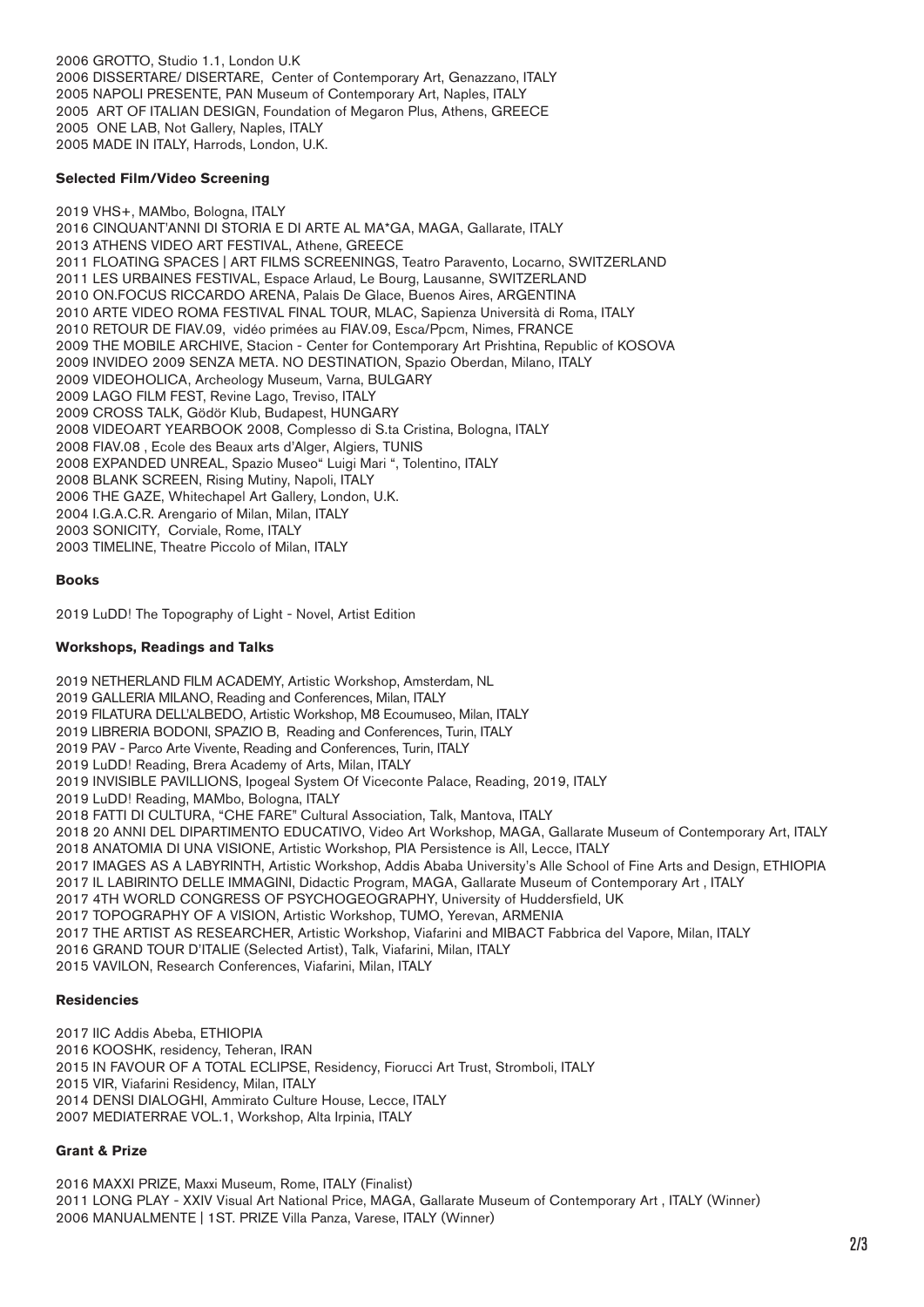2006 GROTTO, Studio 1.1, London U.K  
2006 DISSERTARE/ DISERTARE, Center of Contemporary Art, Genazzano, ITALY  
2005 NAPOLI PRESENTE, PAN Museum of Contemporary Art, Naples, ITALY  
2005 ART OF ITALIAN DESIGN, Foundation of Megaron Plus, Athens, GREECE  
2005 ONE LAB, Not Gallery, Naples, ITALY  
2005 MADE IN ITALY, Harrods, London, U.K.

### Selected Film/Video Screening

2019 VHS+, MAMbo, Bologna, ITALY  
2016 CINQUANT'ANNI DI STORIA E DI ARTE AL MA*GA, MAGA, Gallarate, ITALY  
2013 ATHENS VIDEO ART FESTIVAL, Athene, GREECE  
2011 FLOATING SPACES | ART FILMS SCREENINGS, Teatro Paravento, Locarno, SWITZERLAND  
2011 LES URBAINES FESTIVAL, Espace Arlaud, Le Bourg, Lausanne, SWITZERLAND  
2010 ON.FOCUS RICCARDO ARENA, Palais De Glace, Buenos Aires, ARGENTINA  
2010 ARTE VIDEO ROMA FESTIVAL FINAL TOUR, MLAC, Sapienza Università di Roma, ITALY  
2010 RETOUR DE FIAV.09, vidéo primées au FIAV.09, Esca/Ppcm, Nimes, FRANCE  
2009 THE MOBILE ARCHIVE, Stacion - Center for Contemporary Art Prishtina, Republic of KOSOVA  
2009 INVIDEO 2009 SENZA META. NO DESTINATION, Spazio Oberdan, Milano, ITALY  
2009 VIDEOHOLICA, Archeology Museum, Varna, BULGARY  
2009 LAGO FILM FEST, Revine Lago, Treviso, ITALY  
2009 CROSS TALK, Gödör Klub, Budapest, HUNGARY  
2008 VIDEOART YEARBOOK 2008, Complesso di S.ta Cristina, Bologna, ITALY  
2008 FIAV.08 , Ecole des Beaux arts d'Alger, Algiers, TUNIS  
2008 EXPANDED UNREAL, Spazio Museo" Luigi Mari ", Tolentino, ITALY  
2008 BLANK SCREEN, Rising Mutiny, Napoli, ITALY  
2006 THE GAZE, Whitechapel Art Gallery, London, U.K.  
2004 I.G.A.C.R. Arengario of Milan, Milan, ITALY  
2003 SONICITY, Corviale, Rome, ITALY  
2003 TIMELINE, Theatre Piccolo of Milan, ITALY

### Books

2019 LuDD! The Topography of Light - Novel, Artist Edition

### Workshops, Readings and Talks

2019 NETHERLAND FILM ACADEMY, Artistic Workshop, Amsterdam, NL  
2019 GALLERIA MILANO, Reading and Conferences, Milan, ITALY  
2019 FILATURA DELL'ALBEDO, Artistic Workshop, M8 Ecoumuseo, Milan, ITALY  
2019 LIBRERIA BODONI, SPAZIO B, Reading and Conferences, Turin, ITALY  
2019 PAV - Parco Arte Vivente, Reading and Conferences, Turin, ITALY  
2019 LuDD! Reading, Brera Academy of Arts, Milan, ITALY  
2019 INVISIBLE PAVILLIONS, Ipogeal System Of Viceconte Palace, Reading, 2019, ITALY  
2019 LuDD! Reading, MAMbo, Bologna, ITALY  
2018 FATTI DI CULTURA, "CHE FARE" Cultural Association, Talk, Mantova, ITALY  
2018 20 ANNI DEL DIPARTIMENTO EDUCATIVO, Video Art Workshop, MAGA, Gallarate Museum of Contemporary Art, ITALY  
2018 ANATOMIA DI UNA VISIONE, Artistic Workshop, PIA Persistence is All, Lecce, ITALY  
2017 IMAGES AS A LABYRINTH, Artistic Workshop, Addis Ababa University's Alle School of Fine Arts and Design, ETHIOPIA  
2017 IL LABIRINTO DELLE IMMAGINI, Didactic Program, MAGA, Gallarate Museum of Contemporary Art , ITALY  
2017 4TH WORLD CONGRESS OF PSYCHOGEOGRAPHY, University of Huddersfield, UK  
2017 TOPOGRAPHY OF A VISION, Artistic Workshop, TUMO, Yerevan, ARMENIA  
2017 THE ARTIST AS RESEARCHER, Artistic Workshop, Viafarini and MIBACT Fabbrica del Vapore, Milan, ITALY  
2016 GRAND TOUR D'ITALIE (Selected Artist), Talk, Viafarini, Milan, ITALY  
2015 VAVILON, Research Conferences, Viafarini, Milan, ITALY

### Residencies

2017 IIC Addis Abeba, ETHIOPIA  
2016 KOOSHK, residency, Teheran, IRAN  
2015 IN FAVOUR OF A TOTAL ECLIPSE, Residency, Fiorucci Art Trust, Stromboli, ITALY  
2015 VIR, Viafarini Residency, Milan, ITALY  
2014 DENSI DIALOGHI, Ammirato Culture House, Lecce, ITALY  
2007 MEDIATERRAE VOL.1, Workshop, Alta Irpinia, ITALY

### Grant & Prize

2016 MAXXI PRIZE, Maxxi Museum, Rome, ITALY (Finalist)  
2011 LONG PLAY - XXIV Visual Art National Price, MAGA, Gallarate Museum of Contemporary Art , ITALY (Winner)  
2006 MANUALMENTE | 1ST. PRIZE Villa Panza, Varese, ITALY (Winner)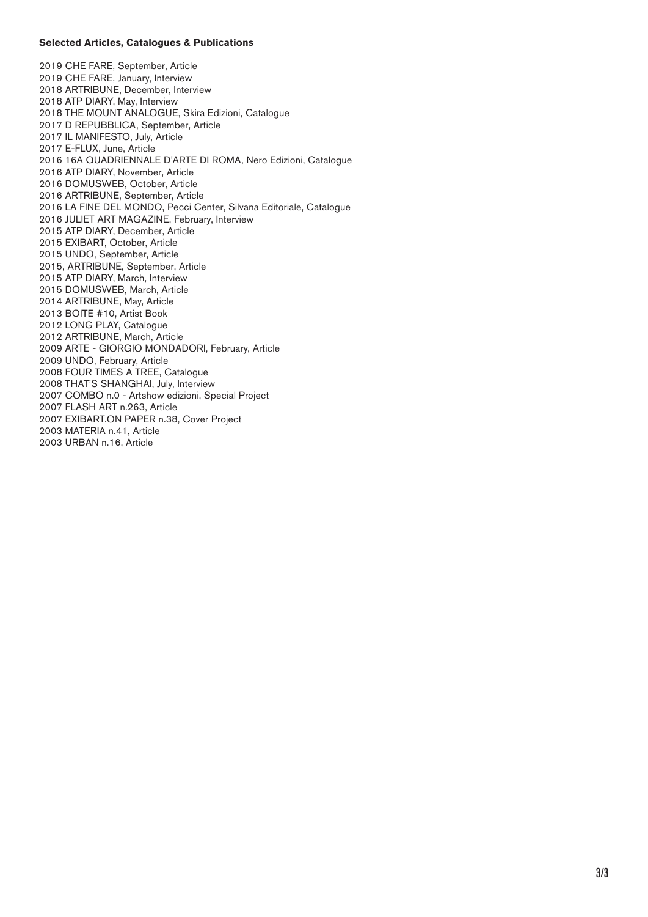**Selected Articles, Catalogues & Publications**

2019 CHE FARE, September, Article
2019 CHE FARE, January, Interview
2018 ARTRIBUNE, December, Interview
2018 ATP DIARY, May, Interview
2018 THE MOUNT ANALOGUE, Skira Edizioni, Catalogue
2017 D REPUBBLICA, September, Article
2017 IL MANIFESTO, July, Article
2017 E-FLUX, June, Article
2016 16A QUADRIENNALE D'ARTE DI ROMA, Nero Edizioni, Catalogue
2016 ATP DIARY, November, Article
2016 DOMUSWEB, October, Article
2016 ARTRIBUNE, September, Article
2016 LA FINE DEL MONDO, Pecci Center, Silvana Editoriale, Catalogue
2016 JULIET ART MAGAZINE, February, Interview
2015 ATP DIARY, December, Article
2015 EXIBART, October, Article
2015 UNDO, September, Article
2015, ARTRIBUNE, September, Article
2015 ATP DIARY, March, Interview
2015 DOMUSWEB, March, Article
2014 ARTRIBUNE, May, Article
2013 BOITE #10, Artist Book
2012 LONG PLAY, Catalogue
2012 ARTRIBUNE, March, Article
2009 ARTE - GIORGIO MONDADORI, February, Article
2009 UNDO, February, Article
2008 FOUR TIMES A TREE, Catalogue
2008 THAT'S SHANGHAI, July, Interview
2007 COMBO n.0 - Artshow edizioni, Special Project
2007 FLASH ART n.263, Article
2007 EXIBART.ON PAPER n.38, Cover Project
2003 MATERIA n.41, Article
2003 URBAN n.16, Article